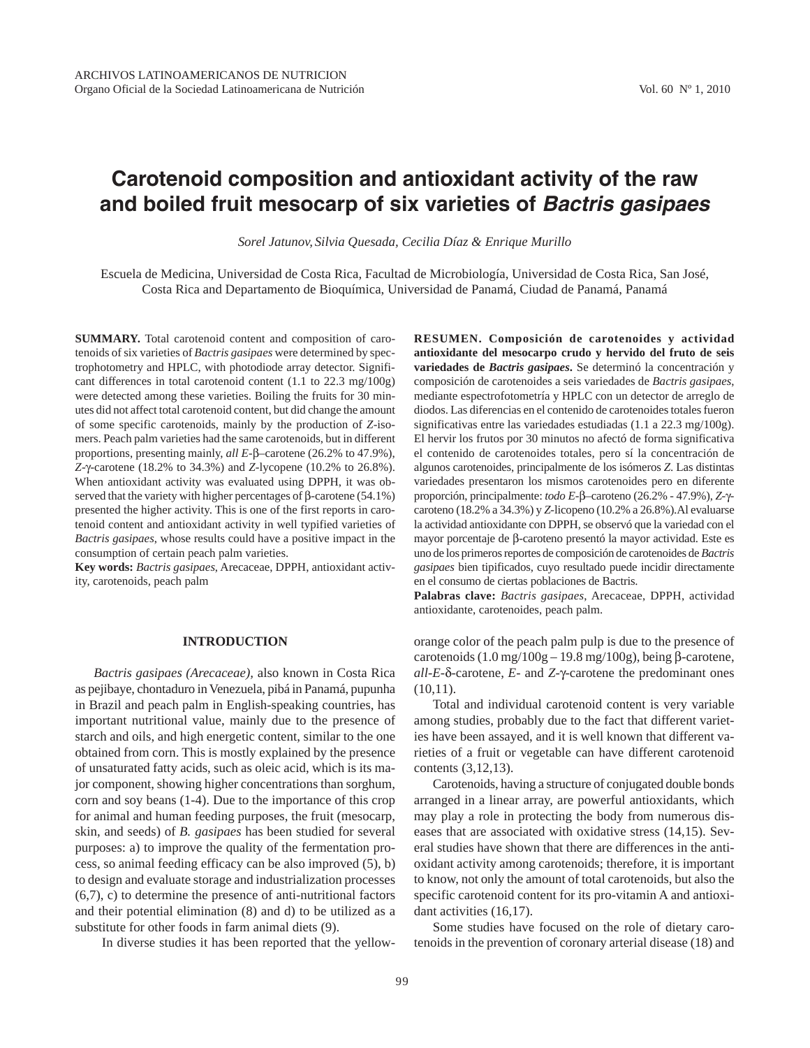# Carotenoid composition and antioxidant activity of the raw and boiled fruit mesocarp of six varieties of *Bactris gasipaes*

*Sorel Jatunov, Silvia Quesada, Cecilia Díaz & Enrique Murillo*

Escuela de Medicina, Universidad de Costa Rica, Facultad de Microbiología, Universidad de Costa Rica, San José, Costa Rica and Departamento de Bioquímica, Universidad de Panamá, Ciudad de Panamá, Panamá

**SUMMARY.** Total carotenoid content and composition of carotenoids of six varieties of *Bactris gasipaes* were determined by spectrophotometry and HPLC, with photodiode array detector. Significant differences in total carotenoid content (1.1 to 22.3 mg/100g) were detected among these varieties. Boiling the fruits for 30 minutes did not affect total carotenoid content, but did change the amount of some specific carotenoids, mainly by the production of *Z*-isomers. Peach palm varieties had the same carotenoids, but in different proportions, presenting mainly, *all E*-β–carotene (26.2% to 47.9%), *Z*-γ-carotene (18.2% to 34.3%) and *Z*-lycopene (10.2% to 26.8%). When antioxidant activity was evaluated using DPPH, it was observed that the variety with higher percentages of β-carotene (54.1%) presented the higher activity. This is one of the first reports in carotenoid content and antioxidant activity in well typified varieties of *Bactris gasipaes*, whose results could have a positive impact in the consumption of certain peach palm varieties.

**Key words:** *Bactris gasipaes*, Arecaceae, DPPH, antioxidant activity, carotenoids, peach palm

**RESUMEN. Composición de carotenoides y actividad antioxidante del mesocarpo crudo y hervido del fruto de seis variedades de *Bactris gasipaes*.** Se determinó la concentración y composición de carotenoides a seis variedades de *Bactris gasipaes*, mediante espectrofotometría y HPLC con un detector de arreglo de diodos. Las diferencias en el contenido de carotenoides totales fueron significativas entre las variedades estudiadas (1.1 a 22.3 mg/100g). El hervir los frutos por 30 minutos no afectó de forma significativa el contenido de carotenoides totales, pero sí la concentración de algunos carotenoides, principalmente de los isómeros *Z*. Las distintas variedades presentaron los mismos carotenoides pero en diferente proporción, principalmente: *todo E*-β–caroteno (26.2% - 47.9%), *Z*-γ-caroteno (18.2% a 34.3%) y *Z*-licopeno (10.2% a 26.8%). Al evaluarse la actividad antioxidante con DPPH, se observó que la variedad con el mayor porcentaje de β-caroteno presentó la mayor actividad. Este es uno de los primeros reportes de composición de carotenoides de *Bactris gasipaes* bien tipificados, cuyo resultado puede incidir directamente en el consumo de ciertas poblaciones de Bactris.

**Palabras clave:** *Bactris gasipaes*, Arecaceae, DPPH, actividad antioxidante, carotenoides, peach palm.

## INTRODUCTION

*Bactris gasipaes (Arecaceae)*, also known in Costa Rica as pejibaye, chontaduro in Venezuela, pibá in Panamá, pupunha in Brazil and peach palm in English-speaking countries, has important nutritional value, mainly due to the presence of starch and oils, and high energetic content, similar to the one obtained from corn. This is mostly explained by the presence of unsaturated fatty acids, such as oleic acid, which is its major component, showing higher concentrations than sorghum, corn and soy beans (1-4). Due to the importance of this crop for animal and human feeding purposes, the fruit (mesocarp, skin, and seeds) of *B. gasipaes* has been studied for several purposes: a) to improve the quality of the fermentation process, so animal feeding efficacy can be also improved (5), b) to design and evaluate storage and industrialization processes (6,7), c) to determine the presence of anti-nutritional factors and their potential elimination (8) and d) to be utilized as a substitute for other foods in farm animal diets (9).

In diverse studies it has been reported that the yellow-orange color of the peach palm pulp is due to the presence of carotenoids (1.0 mg/100g – 19.8 mg/100g), being β-carotene, *all-E*-δ-carotene, *E*- and *Z*-γ-carotene the predominant ones (10,11).

Total and individual carotenoid content is very variable among studies, probably due to the fact that different varieties have been assayed, and it is well known that different varieties of a fruit or vegetable can have different carotenoid contents (3,12,13).

Carotenoids, having a structure of conjugated double bonds arranged in a linear array, are powerful antioxidants, which may play a role in protecting the body from numerous diseases that are associated with oxidative stress (14,15). Several studies have shown that there are differences in the antioxidant activity among carotenoids; therefore, it is important to know, not only the amount of total carotenoids, but also the specific carotenoid content for its pro-vitamin A and antioxidant activities (16,17).

Some studies have focused on the role of dietary carotenoids in the prevention of coronary arterial disease (18) and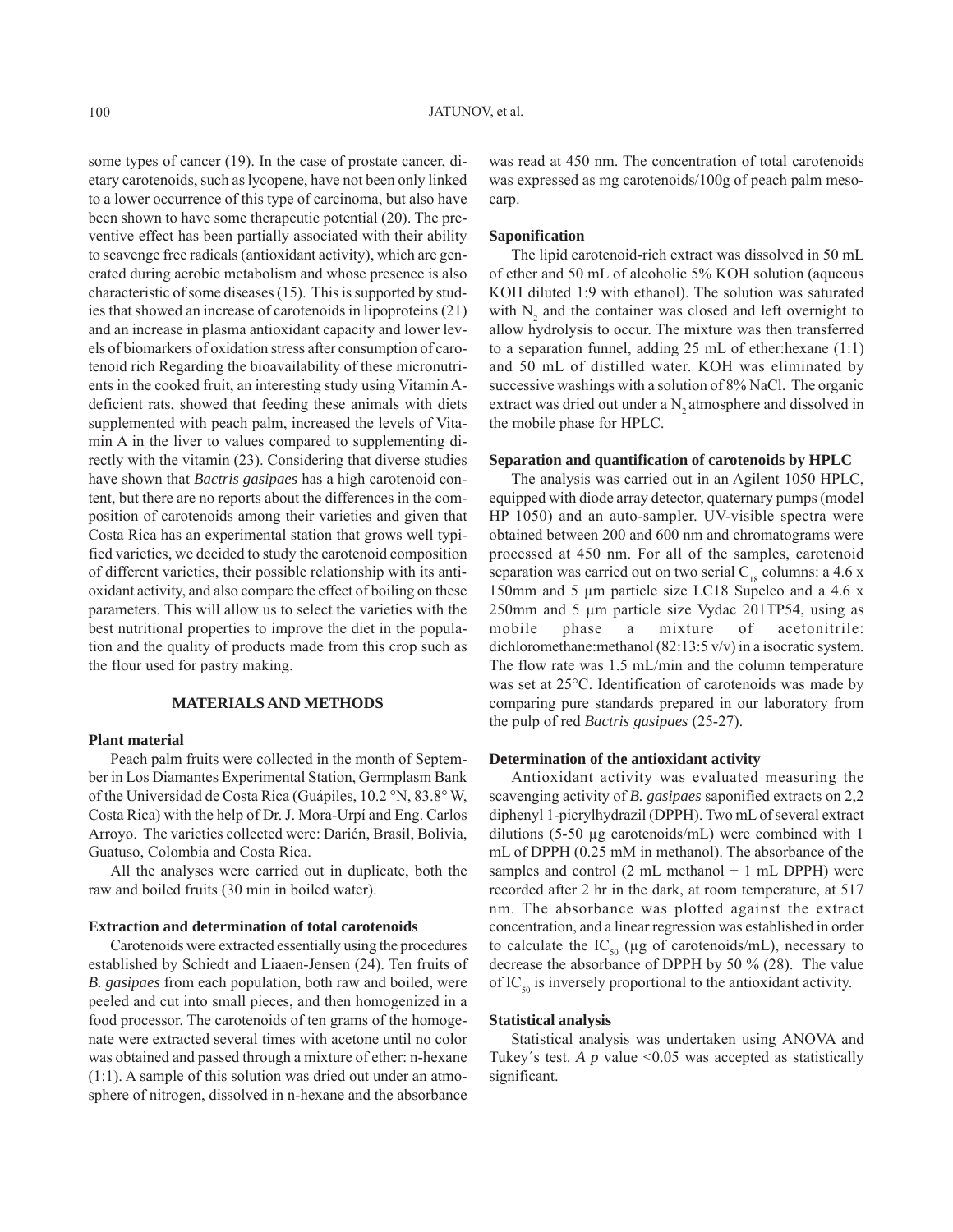some types of cancer (19). In the case of prostate cancer, dietary carotenoids, such as lycopene, have not been only linked to a lower occurrence of this type of carcinoma, but also have been shown to have some therapeutic potential (20). The preventive effect has been partially associated with their ability to scavenge free radicals (antioxidant activity), which are generated during aerobic metabolism and whose presence is also characteristic of some diseases (15). This is supported by studies that showed an increase of carotenoids in lipoproteins (21) and an increase in plasma antioxidant capacity and lower levels of biomarkers of oxidation stress after consumption of carotenoid rich Regarding the bioavailability of these micronutrients in the cooked fruit, an interesting study using Vitamin A-deficient rats, showed that feeding these animals with diets supplemented with peach palm, increased the levels of Vitamin A in the liver to values compared to supplementing directly with the vitamin (23). Considering that diverse studies have shown that *Bactris gasipaes* has a high carotenoid content, but there are no reports about the differences in the composition of carotenoids among their varieties and given that Costa Rica has an experimental station that grows well typified varieties, we decided to study the carotenoid composition of different varieties, their possible relationship with its antioxidant activity, and also compare the effect of boiling on these parameters. This will allow us to select the varieties with the best nutritional properties to improve the diet in the population and the quality of products made from this crop such as the flour used for pastry making.

## MATERIALS AND METHODS

### Plant material

Peach palm fruits were collected in the month of September in Los Diamantes Experimental Station, Germplasm Bank of the Universidad de Costa Rica (Guápiles, 10.2 °N, 83.8° W, Costa Rica) with the help of Dr. J. Mora-Urpí and Eng. Carlos Arroyo. The varieties collected were: Darién, Brasil, Bolivia, Guatuso, Colombia and Costa Rica.

All the analyses were carried out in duplicate, both the raw and boiled fruits (30 min in boiled water).

### Extraction and determination of total carotenoids

Carotenoids were extracted essentially using the procedures established by Schiedt and Liaaen-Jensen (24). Ten fruits of *B. gasipaes* from each population, both raw and boiled, were peeled and cut into small pieces, and then homogenized in a food processor. The carotenoids of ten grams of the homogenate were extracted several times with acetone until no color was obtained and passed through a mixture of ether: n-hexane (1:1). A sample of this solution was dried out under an atmosphere of nitrogen, dissolved in n-hexane and the absorbance was read at 450 nm. The concentration of total carotenoids was expressed as mg carotenoids/100g of peach palm mesocarp.

### Saponification

The lipid carotenoid-rich extract was dissolved in 50 mL of ether and 50 mL of alcoholic 5% KOH solution (aqueous KOH diluted 1:9 with ethanol). The solution was saturated with $N_2$ and the container was closed and left overnight to allow hydrolysis to occur. The mixture was then transferred to a separation funnel, adding 25 mL of ether:hexane (1:1) and 50 mL of distilled water. KOH was eliminated by successive washings with a solution of 8% NaCl. The organic extract was dried out under a $N_2$ atmosphere and dissolved in the mobile phase for HPLC.

### Separation and quantification of carotenoids by HPLC

The analysis was carried out in an Agilent 1050 HPLC, equipped with diode array detector, quaternary pumps (model HP 1050) and an auto-sampler. UV-visible spectra were obtained between 200 and 600 nm and chromatograms were processed at 450 nm. For all of the samples, carotenoid separation was carried out on two serial $C_{18}$ columns: a 4.6 x 150mm and 5 µm particle size LC18 Supelco and a 4.6 x 250mm and 5 µm particle size Vydac 201TP54, using as mobile phase a mixture of acetonitrile: dichloromethane:methanol (82:13:5 v/v) in a isocratic system. The flow rate was 1.5 mL/min and the column temperature was set at 25°C. Identification of carotenoids was made by comparing pure standards prepared in our laboratory from the pulp of red *Bactris gasipaes* (25-27).

### Determination of the antioxidant activity

Antioxidant activity was evaluated measuring the scavenging activity of *B. gasipaes* saponified extracts on 2,2 diphenyl 1-picrylhydrazil (DPPH). Two mL of several extract dilutions (5-50 µg carotenoids/mL) were combined with 1 mL of DPPH (0.25 mM in methanol). The absorbance of the samples and control (2 mL methanol + 1 mL DPPH) were recorded after 2 hr in the dark, at room temperature, at 517 nm. The absorbance was plotted against the extract concentration, and a linear regression was established in order to calculate the $IC_{50}$ (µg of carotenoids/mL), necessary to decrease the absorbance of DPPH by 50 % (28). The value of $IC_{50}$ is inversely proportional to the antioxidant activity.

### Statistical analysis

Statistical analysis was undertaken using ANOVA and Tukey´s test. *A p* value <0.05 was accepted as statistically significant.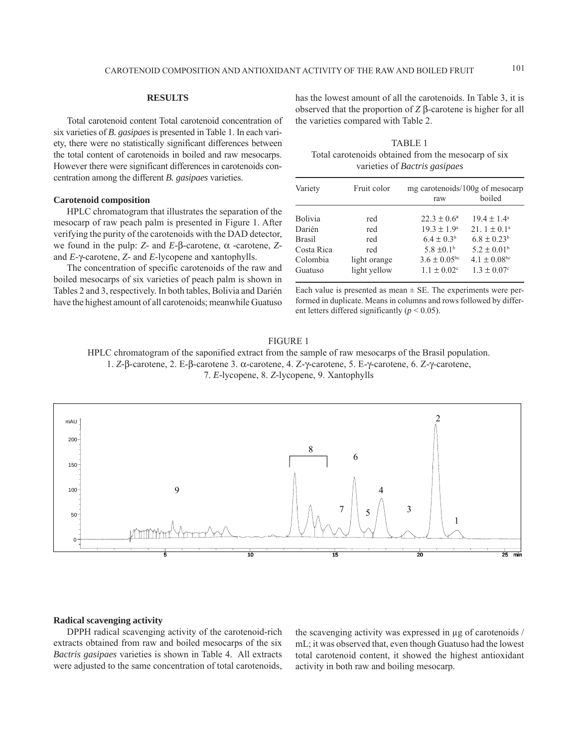## RESULTS

Total carotenoid content Total carotenoid concentration of six varieties of *B. gasipaes* is presented in Table 1. In each variety, there were no statistically significant differences between the total content of carotenoids in boiled and raw mesocarps. However there were significant differences in carotenoids concentration among the different *B. gasipaes* varieties.

### Carotenoid composition

HPLC chromatogram that illustrates the separation of the mesocarp of raw peach palm is presented in Figure 1. After verifying the purity of the carotenoids with the DAD detector, we found in the pulp: *Z*- and *E*-β-carotene, α -carotene, *Z*- and *E*-γ-carotene, *Z*- and *E*-lycopene and xantophylls.

The concentration of specific carotenoids of the raw and boiled mesocarps of six varieties of peach palm is shown in Tables 2 and 3, respectively. In both tables, Bolivia and Darién have the highest amount of all carotenoids; meanwhile Guatuso has the lowest amount of all the carotenoids. In Table 3, it is observed that the proportion of *Z* β-carotene is higher for all the varieties compared with Table 2.

TABLE 1
Total carotenoids obtained from the mesocarp of six varieties of *Bactris gasipaes*

| Variety | Fruit color | mg carotenoids/100g of mesocarp | |
|---|---|---|---|
| | | raw | boiled |
| Bolivia | red | $22.3 \pm 0.6^{a}$ | $19.4 \pm 1.4^{a}$ |
| Darién | red | $19.3 \pm 1.9^{a}$ | $21.1 \pm 0.1^{a}$ |
| Brasil | red | $6.4 \pm 0.3^{b}$ | $6.8 \pm 0.23^{b}$ |
| Costa Rica | red | $5.8 \pm 0.1^{b}$ | $5.2 \pm 0.01^{b}$ |
| Colombia | light orange | $3.6 \pm 0.05^{bc}$ | $4.1 \pm 0.08^{bc}$ |
| Guatuso | light yellow | $1.1 \pm 0.02^{c}$ | $1.3 \pm 0.07^{c}$ |

Each value is presented as mean ± SE. The experiments were performed in duplicate. Means in columns and rows followed by different letters differed significantly ($p < 0.05$).

FIGURE 1
HPLC chromatogram of the saponified extract from the sample of raw mesocarps of the Brasil population.
1. *Z*-β-carotene, 2. E-β-carotene 3. α-carotene, 4. Z-γ-carotene, 5. E-γ-carotene, 6. Z-γ-carotene, 7. *E*-lycopene, 8. *Z*-lycopene, 9. Xantophylls

### Radical scavenging activity

DPPH radical scavenging activity of the carotenoid-rich extracts obtained from raw and boiled mesocarps of the six *Bactris gasipaes* varieties is shown in Table 4. All extracts were adjusted to the same concentration of total carotenoids, the scavenging activity was expressed in µg of carotenoids / mL; it was observed that, even though Guatuso had the lowest total carotenoid content, it showed the highest antioxidant activity in both raw and boiling mesocarp.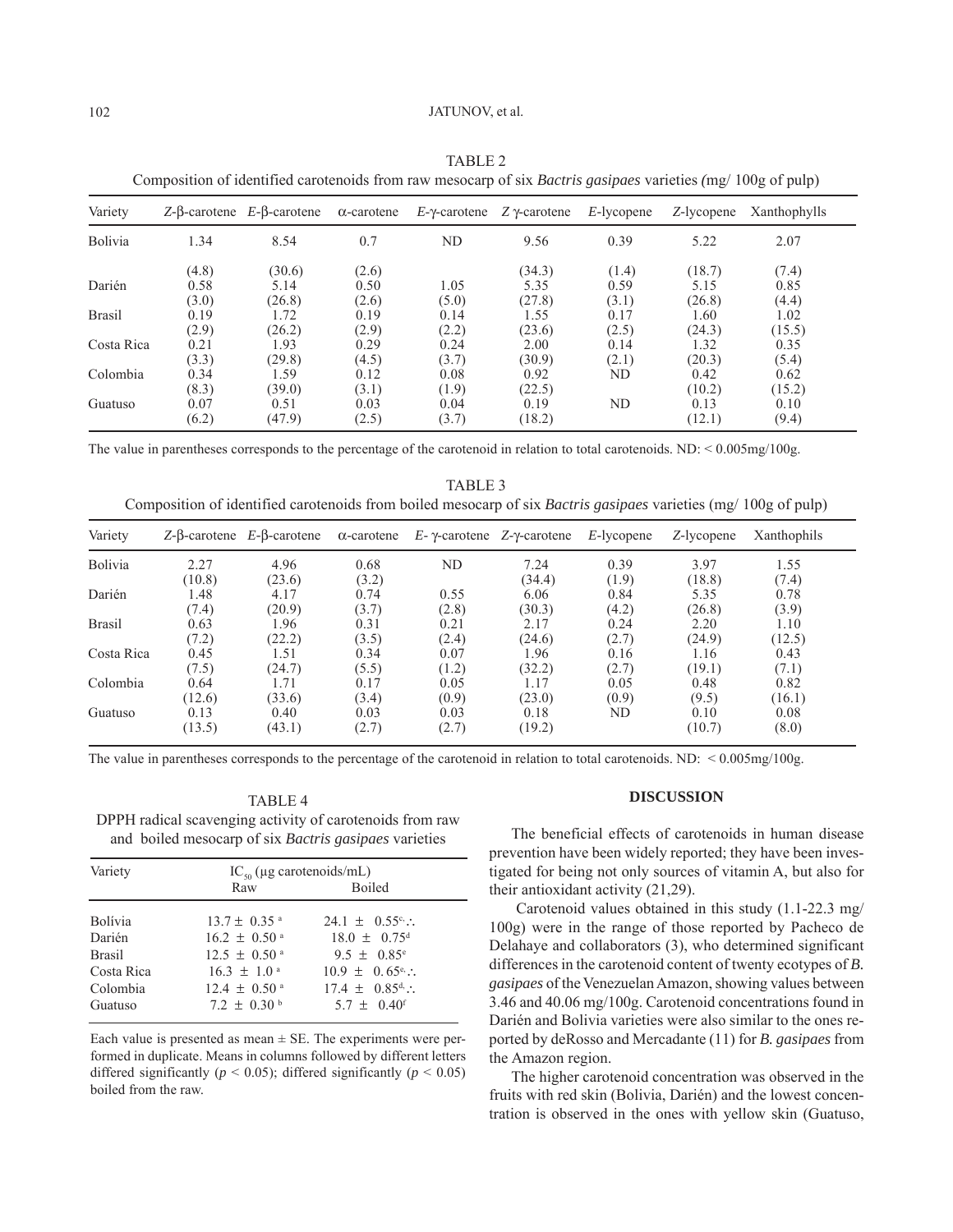TABLE 2
Composition of identified carotenoids from raw mesocarp of six *Bactris gasipaes* varieties (mg/ 100g of pulp)

| Variety | *Z*-β-carotene | *E*-β-carotene | α-carotene | *E*-γ-carotene | *Z* γ-carotene | *E*-lycopene | *Z*-lycopene | Xanthophylls |
|---|---|---|---|---|---|---|---|---|
| Bolivia | 1.34 (4.8) | 8.54 (30.6) | 0.7 (2.6) | ND | 9.56 (34.3) | 0.39 (1.4) | 5.22 (18.7) | 2.07 (7.4) |
| Darién | 0.58 (3.0) | 5.14 (26.8) | 0.50 (2.6) | 1.05 (5.0) | 5.35 (27.8) | 0.59 (3.1) | 5.15 (26.8) | 0.85 (4.4) |
| Brasil | 0.19 (2.9) | 1.72 (26.2) | 0.19 (2.9) | 0.14 (2.2) | 1.55 (23.6) | 0.17 (2.5) | 1.60 (24.3) | 1.02 (15.5) |
| Costa Rica | 0.21 (3.3) | 1.93 (29.8) | 0.29 (4.5) | 0.24 (3.7) | 2.00 (30.9) | 0.14 (2.1) | 1.32 (20.3) | 0.35 (5.4) |
| Colombia | 0.34 (8.3) | 1.59 (39.0) | 0.12 (3.1) | 0.08 (1.9) | 0.92 (22.5) | ND | 0.42 (10.2) | 0.62 (15.2) |
| Guatuso | 0.07 (6.2) | 0.51 (47.9) | 0.03 (2.5) | 0.04 (3.7) | 0.19 (18.2) | ND | 0.13 (12.1) | 0.10 (9.4) |

The value in parentheses corresponds to the percentage of the carotenoid in relation to total carotenoids. ND: < 0.005mg/100g.

TABLE 3
Composition of identified carotenoids from boiled mesocarp of six *Bactris gasipaes* varieties (mg/ 100g of pulp)

| Variety | *Z*-β-carotene | *E*-β-carotene | α-carotene | *E*- γ-carotene | *Z*-γ-carotene | *E*-lycopene | *Z*-lycopene | Xanthophils |
|---|---|---|---|---|---|---|---|---|
| Bolivia | 2.27 (10.8) | 4.96 (23.6) | 0.68 (3.2) | ND | 7.24 (34.4) | 0.39 (1.9) | 3.97 (18.8) | 1.55 (7.4) |
| Darién | 1.48 (7.4) | 4.17 (20.9) | 0.74 (3.7) | 0.55 (2.8) | 6.06 (30.3) | 0.84 (4.2) | 5.35 (26.8) | 0.78 (3.9) |
| Brasil | 0.63 (7.2) | 1.96 (22.2) | 0.31 (3.5) | 0.21 (2.4) | 2.17 (24.6) | 0.24 (2.7) | 2.20 (24.9) | 1.10 (12.5) |
| Costa Rica | 0.45 (7.5) | 1.51 (24.7) | 0.34 (5.5) | 0.07 (1.2) | 1.96 (32.2) | 0.16 (2.7) | 1.16 (19.1) | 0.43 (7.1) |
| Colombia | 0.64 (12.6) | 1.71 (33.6) | 0.17 (3.4) | 0.05 (0.9) | 1.17 (23.0) | 0.05 (0.9) | 0.48 (9.5) | 0.82 (16.1) |
| Guatuso | 0.13 (13.5) | 0.40 (43.1) | 0.03 (2.7) | 0.03 (2.7) | 0.18 (19.2) | ND | 0.10 (10.7) | 0.08 (8.0) |

The value in parentheses corresponds to the percentage of the carotenoid in relation to total carotenoids. ND: < 0.005mg/100g.

TABLE 4
DPPH radical scavenging activity of carotenoids from raw and boiled mesocarp of six *Bactris gasipaes* varieties

| Variety | $IC_{50}$ (µg carotenoids/mL) | |
|---|---|---|
| | Raw | Boiled |
| Bolívia | $13.7 \pm 0.35^{a}$ | $24.1 \pm 0.55^{c,\therefore}$ |
| Darién | $16.2 \pm 0.50^{a}$ | $18.0 \pm 0.75^{d}$ |
| Brasil | $12.5 \pm 0.50^{a}$ | $9.5 \pm 0.85^{e}$ |
| Costa Rica | $16.3 \pm 1.0^{a}$ | $10.9 \pm 0.65^{e,\therefore}$ |
| Colombia | $12.4 \pm 0.50^{a}$ | $17.4 \pm 0.85^{d,\therefore}$ |
| Guatuso | $7.2 \pm 0.30^{b}$ | $5.7 \pm 0.40^{f}$ |

Each value is presented as mean ± SE. The experiments were performed in duplicate. Means in columns followed by different letters differed significantly ($p < 0.05$); differed significantly ($p < 0.05$) boiled from the raw.

## DISCUSSION

The beneficial effects of carotenoids in human disease prevention have been widely reported; they have been investigated for being not only sources of vitamin A, but also for their antioxidant activity (21,29).

Carotenoid values obtained in this study (1.1-22.3 mg/100g) were in the range of those reported by Pacheco de Delahaye and collaborators (3), who determined significant differences in the carotenoid content of twenty ecotypes of *B. gasipaes* of the Venezuelan Amazon, showing values between 3.46 and 40.06 mg/100g. Carotenoid concentrations found in Darién and Bolivia varieties were also similar to the ones reported by deRosso and Mercadante (11) for *B. gasipaes* from the Amazon region.

The higher carotenoid concentration was observed in the fruits with red skin (Bolivia, Darién) and the lowest concentration is observed in the ones with yellow skin (Guatuso,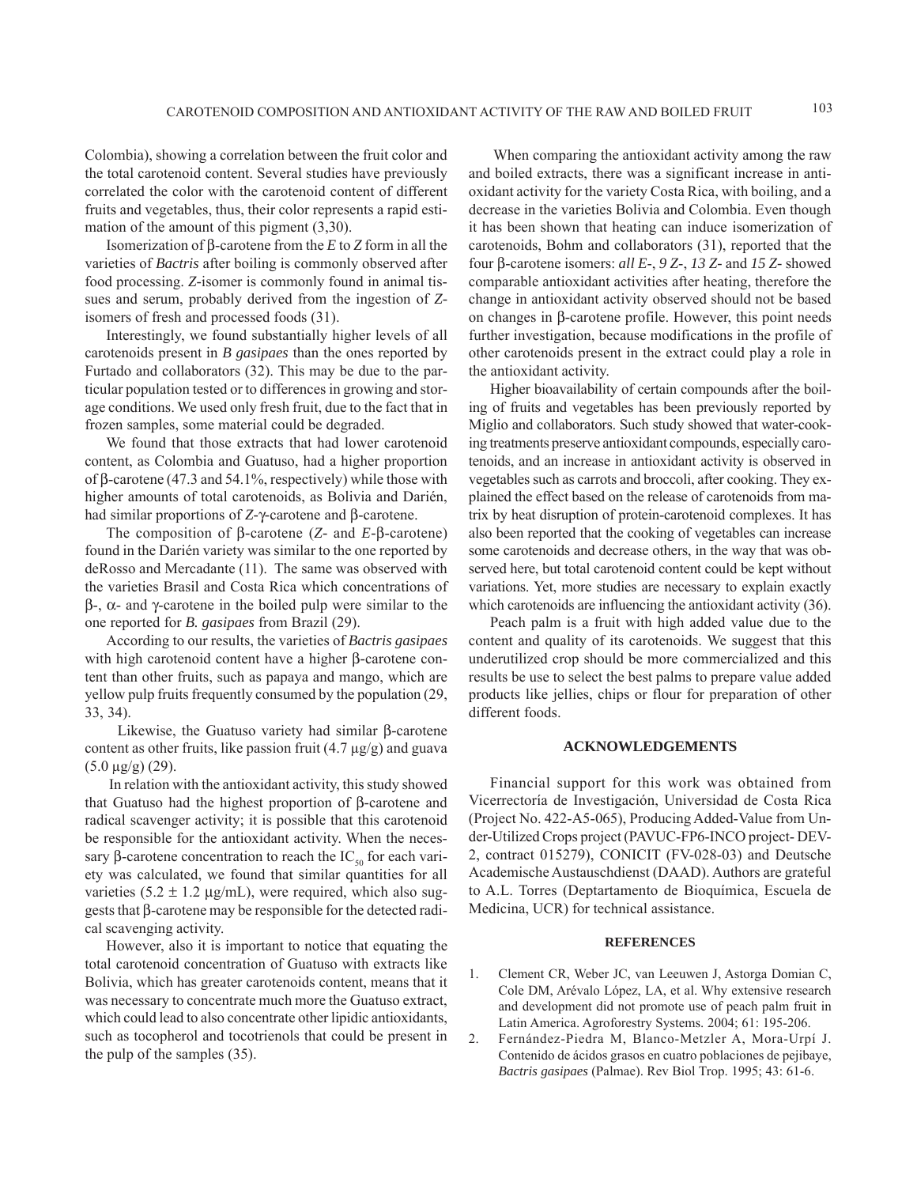Colombia), showing a correlation between the fruit color and the total carotenoid content. Several studies have previously correlated the color with the carotenoid content of different fruits and vegetables, thus, their color represents a rapid estimation of the amount of this pigment (3,30).

Isomerization of β-carotene from the *E* to *Z* form in all the varieties of *Bactris* after boiling is commonly observed after food processing. *Z*-isomer is commonly found in animal tissues and serum, probably derived from the ingestion of *Z*-isomers of fresh and processed foods (31).

Interestingly, we found substantially higher levels of all carotenoids present in *B gasipaes* than the ones reported by Furtado and collaborators (32). This may be due to the particular population tested or to differences in growing and storage conditions. We used only fresh fruit, due to the fact that in frozen samples, some material could be degraded.

We found that those extracts that had lower carotenoid content, as Colombia and Guatuso, had a higher proportion of β-carotene (47.3 and 54.1%, respectively) while those with higher amounts of total carotenoids, as Bolivia and Darién, had similar proportions of *Z*-γ-carotene and β-carotene.

The composition of β-carotene (*Z*- and *E*-β-carotene) found in the Darién variety was similar to the one reported by deRosso and Mercadante (11). The same was observed with the varieties Brasil and Costa Rica which concentrations of β-, α- and γ-carotene in the boiled pulp were similar to the one reported for *B. gasipaes* from Brazil (29).

According to our results, the varieties of *Bactris gasipaes* with high carotenoid content have a higher β-carotene content than other fruits, such as papaya and mango, which are yellow pulp fruits frequently consumed by the population (29, 33, 34).

Likewise, the Guatuso variety had similar β-carotene content as other fruits, like passion fruit (4.7 μg/g) and guava (5.0 μg/g) (29).

In relation with the antioxidant activity, this study showed that Guatuso had the highest proportion of β-carotene and radical scavenger activity; it is possible that this carotenoid be responsible for the antioxidant activity. When the necessary β-carotene concentration to reach the $IC_{50}$ for each variety was calculated, we found that similar quantities for all varieties (5.2 ± 1.2 μg/mL), were required, which also suggests that β-carotene may be responsible for the detected radical scavenging activity.

However, also it is important to notice that equating the total carotenoid concentration of Guatuso with extracts like Bolivia, which has greater carotenoids content, means that it was necessary to concentrate much more the Guatuso extract, which could lead to also concentrate other lipidic antioxidants, such as tocopherol and tocotrienols that could be present in the pulp of the samples (35).

When comparing the antioxidant activity among the raw and boiled extracts, there was a significant increase in antioxidant activity for the variety Costa Rica, with boiling, and a decrease in the varieties Bolivia and Colombia. Even though it has been shown that heating can induce isomerization of carotenoids, Bohm and collaborators (31), reported that the four β-carotene isomers: *all E-*, *9 Z-*, *13 Z-* and *15 Z-* showed comparable antioxidant activities after heating, therefore the change in antioxidant activity observed should not be based on changes in β-carotene profile. However, this point needs further investigation, because modifications in the profile of other carotenoids present in the extract could play a role in the antioxidant activity.

Higher bioavailability of certain compounds after the boiling of fruits and vegetables has been previously reported by Miglio and collaborators. Such study showed that water-cooking treatments preserve antioxidant compounds, especially carotenoids, and an increase in antioxidant activity is observed in vegetables such as carrots and broccoli, after cooking. They explained the effect based on the release of carotenoids from matrix by heat disruption of protein-carotenoid complexes. It has also been reported that the cooking of vegetables can increase some carotenoids and decrease others, in the way that was observed here, but total carotenoid content could be kept without variations. Yet, more studies are necessary to explain exactly which carotenoids are influencing the antioxidant activity (36).

Peach palm is a fruit with high added value due to the content and quality of its carotenoids. We suggest that this underutilized crop should be more commercialized and this results be use to select the best palms to prepare value added products like jellies, chips or flour for preparation of other different foods.

## ACKNOWLEDGEMENTS

Financial support for this work was obtained from Vicerrectoría de Investigación, Universidad de Costa Rica (Project No. 422-A5-065), Producing Added-Value from Under-Utilized Crops project (PAVUC-FP6-INCO project- DEV-2, contract 015279), CONICIT (FV-028-03) and Deutsche Academische Austauschdienst (DAAD). Authors are grateful to A.L. Torres (Deptartamento de Bioquímica, Escuela de Medicina, UCR) for technical assistance.

## REFERENCES

1. Clement CR, Weber JC, van Leeuwen J, Astorga Domian C, Cole DM, Arévalo López, LA, et al. Why extensive research and development did not promote use of peach palm fruit in Latin America. Agroforestry Systems. 2004; 61: 195-206.
2. Fernández-Piedra M, Blanco-Metzler A, Mora-Urpí J. Contenido de ácidos grasos en cuatro poblaciones de pejibaye, *Bactris gasipaes* (Palmae). Rev Biol Trop. 1995; 43: 61-6.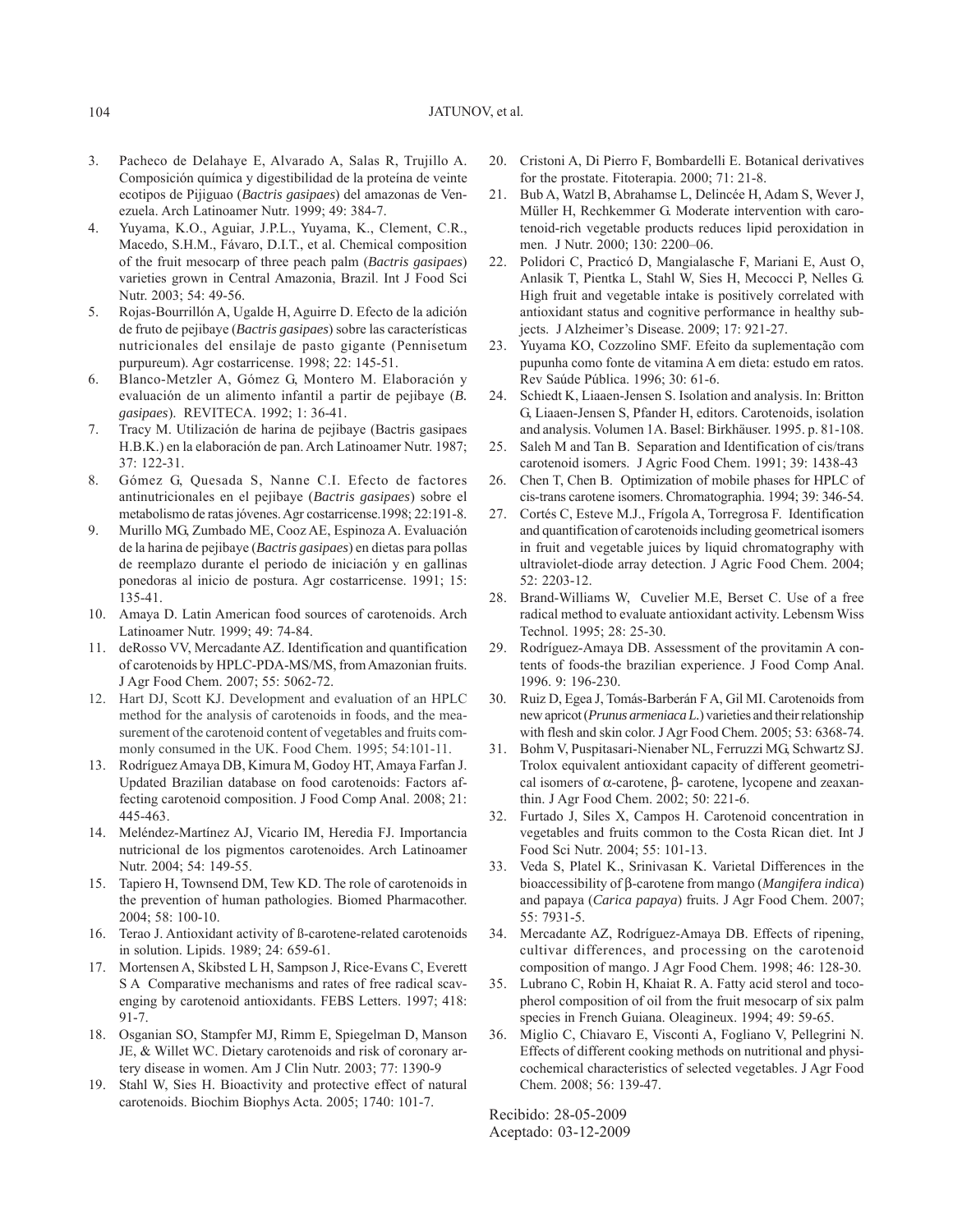3. Pacheco de Delahaye E, Alvarado A, Salas R, Trujillo A. Composición química y digestibilidad de la proteína de veinte ecotipos de Pijiguao (*Bactris gasipaes*) del amazonas de Venezuela. Arch Latinoamer Nutr. 1999; 49: 384-7.
4. Yuyama, K.O., Aguiar, J.P.L., Yuyama, K., Clement, C.R., Macedo, S.H.M., Fávaro, D.I.T., et al. Chemical composition of the fruit mesocarp of three peach palm (*Bactris gasipaes*) varieties grown in Central Amazonia, Brazil. Int J Food Sci Nutr. 2003; 54: 49-56.
5. Rojas-Bourrillón A, Ugalde H, Aguirre D. Efecto de la adición de fruto de pejibaye (*Bactris gasipaes*) sobre las características nutricionales del ensilaje de pasto gigante (Pennisetum purpureum). Agr costarricense. 1998; 22: 145-51.
6. Blanco-Metzler A, Gómez G, Montero M. Elaboración y evaluación de un alimento infantil a partir de pejibaye (*B. gasipaes*). REVITECA. 1992; 1: 36-41.
7. Tracy M. Utilización de harina de pejibaye (Bactris gasipaes H.B.K.) en la elaboración de pan. Arch Latinoamer Nutr. 1987; 37: 122-31.
8. Gómez G, Quesada S, Nanne C.I. Efecto de factores antinutricionales en el pejibaye (*Bactris gasipaes*) sobre el metabolismo de ratas jóvenes. Agr costarricense.1998; 22:191-8.
9. Murillo MG, Zumbado ME, Cooz AE, Espinoza A. Evaluación de la harina de pejibaye (*Bactris gasipaes*) en dietas para pollas de reemplazo durante el periodo de iniciación y en gallinas ponedoras al inicio de postura. Agr costarricense. 1991; 15: 135-41.
10. Amaya D. Latin American food sources of carotenoids. Arch Latinoamer Nutr. 1999; 49: 74-84.
11. deRosso VV, Mercadante AZ. Identification and quantification of carotenoids by HPLC-PDA-MS/MS, from Amazonian fruits. J Agr Food Chem. 2007; 55: 5062-72.
12. Hart DJ, Scott KJ. Development and evaluation of an HPLC method for the analysis of carotenoids in foods, and the measurement of the carotenoid content of vegetables and fruits commonly consumed in the UK. Food Chem. 1995; 54:101-11.
13. Rodríguez Amaya DB, Kimura M, Godoy HT, Amaya Farfan J. Updated Brazilian database on food carotenoids: Factors affecting carotenoid composition. J Food Comp Anal. 2008; 21: 445-463.
14. Meléndez-Martínez AJ, Vicario IM, Heredia FJ. Importancia nutricional de los pigmentos carotenoides. Arch Latinoamer Nutr. 2004; 54: 149-55.
15. Tapiero H, Townsend DM, Tew KD. The role of carotenoids in the prevention of human pathologies. Biomed Pharmacother. 2004; 58: 100-10.
16. Terao J. Antioxidant activity of ß-carotene-related carotenoids in solution. Lipids. 1989; 24: 659-61.
17. Mortensen A, Skibsted L H, Sampson J, Rice-Evans C, Everett S A Comparative mechanisms and rates of free radical scavenging by carotenoid antioxidants. FEBS Letters. 1997; 418: 91-7.
18. Osganian SO, Stampfer MJ, Rimm E, Spiegelman D, Manson JE, & Willet WC. Dietary carotenoids and risk of coronary artery disease in women. Am J Clin Nutr. 2003; 77: 1390-9
19. Stahl W, Sies H. Bioactivity and protective effect of natural carotenoids. Biochim Biophys Acta. 2005; 1740: 101-7.
20. Cristoni A, Di Pierro F, Bombardelli E. Botanical derivatives for the prostate. Fitoterapia. 2000; 71: 21-8.
21. Bub A, Watzl B, Abrahamse L, Delincée H, Adam S, Wever J, Müller H, Rechkemmer G. Moderate intervention with carotenoid-rich vegetable products reduces lipid peroxidation in men. J Nutr. 2000; 130: 2200–06.
22. Polidori C, Practicó D, Mangialasche F, Mariani E, Aust O, Anlasik T, Pientka L, Stahl W, Sies H, Mecocci P, Nelles G. High fruit and vegetable intake is positively correlated with antioxidant status and cognitive performance in healthy subjects. J Alzheimer's Disease. 2009; 17: 921-27.
23. Yuyama KO, Cozzolino SMF. Efeito da suplementação com pupunha como fonte de vitamina A em dieta: estudo em ratos. Rev Saúde Pública. 1996; 30: 61-6.
24. Schiedt K, Liaaen-Jensen S. Isolation and analysis. In: Britton G, Liaaen-Jensen S, Pfander H, editors. Carotenoids, isolation and analysis. Volumen 1A. Basel: Birkhäuser. 1995. p. 81-108.
25. Saleh M and Tan B. Separation and Identification of cis/trans carotenoid isomers. J Agric Food Chem. 1991; 39: 1438-43
26. Chen T, Chen B. Optimization of mobile phases for HPLC of cis-trans carotene isomers. Chromatographia. 1994; 39: 346-54.
27. Cortés C, Esteve M.J., Frígola A, Torregrosa F. Identification and quantification of carotenoids including geometrical isomers in fruit and vegetable juices by liquid chromatography with ultraviolet-diode array detection. J Agric Food Chem. 2004; 52: 2203-12.
28. Brand-Williams W, Cuvelier M.E, Berset C. Use of a free radical method to evaluate antioxidant activity. Lebensm Wiss Technol. 1995; 28: 25-30.
29. Rodríguez-Amaya DB. Assessment of the provitamin A contents of foods-the brazilian experience. J Food Comp Anal. 1996. 9: 196-230.
30. Ruiz D, Egea J, Tomás-Barberán F A, Gil MI. Carotenoids from new apricot (*Prunus armeniaca L.*) varieties and their relationship with flesh and skin color. J Agr Food Chem. 2005; 53: 6368-74.
31. Bohm V, Puspitasari-Nienaber NL, Ferruzzi MG, Schwartz SJ. Trolox equivalent antioxidant capacity of different geometrical isomers of α-carotene, β- carotene, lycopene and zeaxanthin. J Agr Food Chem. 2002; 50: 221-6.
32. Furtado J, Siles X, Campos H. Carotenoid concentration in vegetables and fruits common to the Costa Rican diet. Int J Food Sci Nutr. 2004; 55: 101-13.
33. Veda S, Platel K., Srinivasan K. Varietal Differences in the bioaccessibility of β-carotene from mango (*Mangifera indica*) and papaya (*Carica papaya*) fruits. J Agr Food Chem. 2007; 55: 7931-5.
34. Mercadante AZ, Rodríguez-Amaya DB. Effects of ripening, cultivar differences, and processing on the carotenoid composition of mango. J Agr Food Chem. 1998; 46: 128-30.
35. Lubrano C, Robin H, Khaiat R. A. Fatty acid sterol and tocopherol composition of oil from the fruit mesocarp of six palm species in French Guiana. Oleagineux. 1994; 49: 59-65.
36. Miglio C, Chiavaro E, Visconti A, Fogliano V, Pellegrini N. Effects of different cooking methods on nutritional and physicochemical characteristics of selected vegetables. J Agr Food Chem. 2008; 56: 139-47.

Recibido: 28-05-2009
Aceptado: 03-12-2009